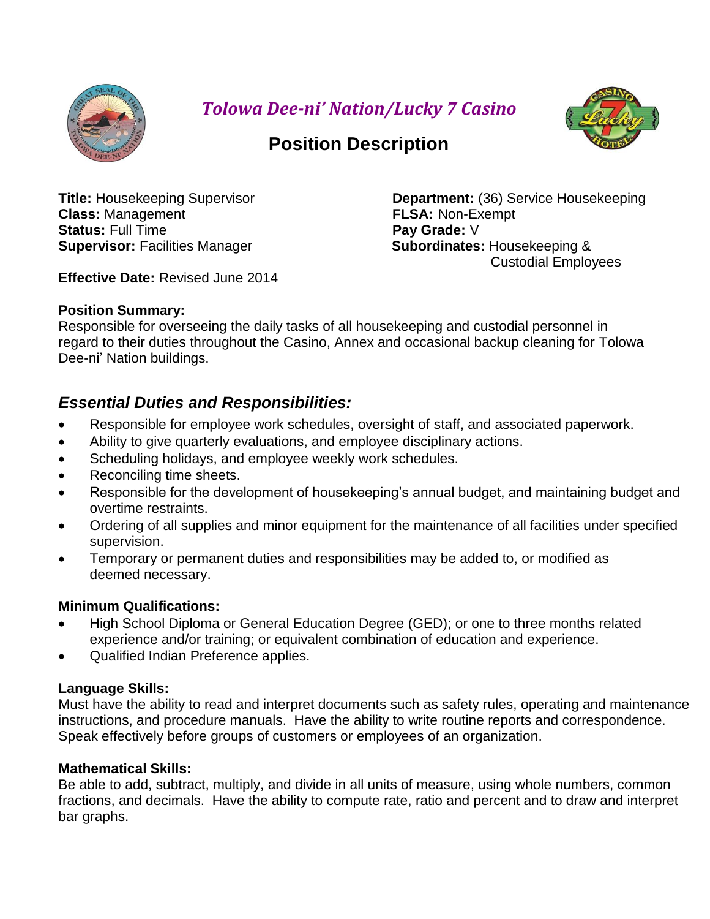# *Tolowa Dee-ni' Nation/Lucky 7 Casino*

## Position Description

**Title:** Housekeeping Supervisor
**Class:** Management
**Status:** Full Time
**Supervisor:** Facilities Manager

**Department:** (36) Service Housekeeping
**FLSA:** Non-Exempt
**Pay Grade:** V
**Subordinates:** Housekeeping & Custodial Employees

**Effective Date:** Revised June 2014

**Position Summary:**
Responsible for overseeing the daily tasks of all housekeeping and custodial personnel in regard to their duties throughout the Casino, Annex and occasional backup cleaning for Tolowa Dee-ni' Nation buildings.

## *Essential Duties and Responsibilities:*

- Responsible for employee work schedules, oversight of staff, and associated paperwork.
- Ability to give quarterly evaluations, and employee disciplinary actions.
- Scheduling holidays, and employee weekly work schedules.
- Reconciling time sheets.
- Responsible for the development of housekeeping's annual budget, and maintaining budget and overtime restraints.
- Ordering of all supplies and minor equipment for the maintenance of all facilities under specified supervision.
- Temporary or permanent duties and responsibilities may be added to, or modified as deemed necessary.

**Minimum Qualifications:**

- High School Diploma or General Education Degree (GED); or one to three months related experience and/or training; or equivalent combination of education and experience.
- Qualified Indian Preference applies.

**Language Skills:**
Must have the ability to read and interpret documents such as safety rules, operating and maintenance instructions, and procedure manuals. Have the ability to write routine reports and correspondence. Speak effectively before groups of customers or employees of an organization.

**Mathematical Skills:**
Be able to add, subtract, multiply, and divide in all units of measure, using whole numbers, common fractions, and decimals. Have the ability to compute rate, ratio and percent and to draw and interpret bar graphs.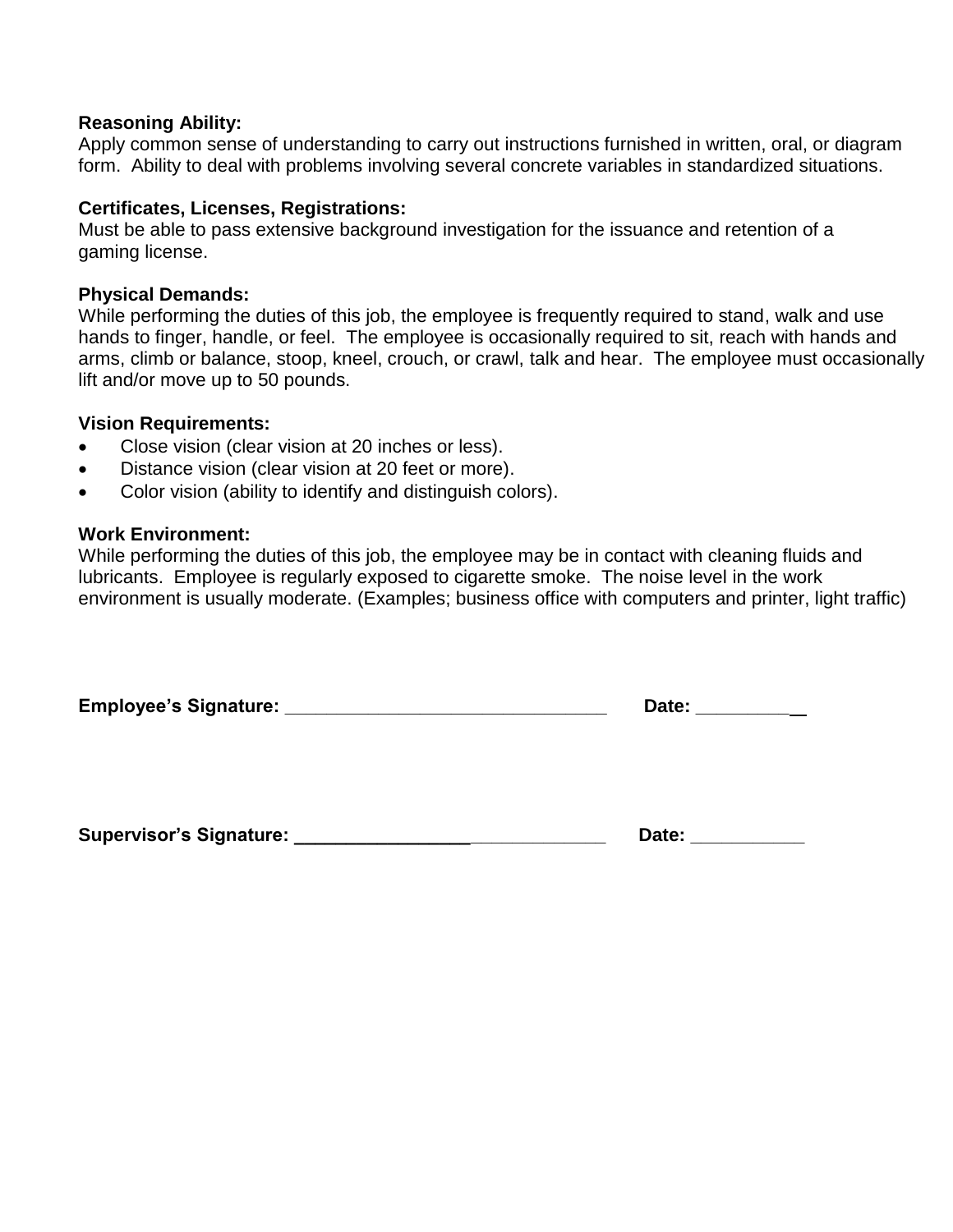**Reasoning Ability:**
Apply common sense of understanding to carry out instructions furnished in written, oral, or diagram form. Ability to deal with problems involving several concrete variables in standardized situations.

**Certificates, Licenses, Registrations:**
Must be able to pass extensive background investigation for the issuance and retention of a gaming license.

**Physical Demands:**
While performing the duties of this job, the employee is frequently required to stand, walk and use hands to finger, handle, or feel. The employee is occasionally required to sit, reach with hands and arms, climb or balance, stoop, kneel, crouch, or crawl, talk and hear. The employee must occasionally lift and/or move up to 50 pounds.

**Vision Requirements:**

- Close vision (clear vision at 20 inches or less).
- Distance vision (clear vision at 20 feet or more).
- Color vision (ability to identify and distinguish colors).

**Work Environment:**
While performing the duties of this job, the employee may be in contact with cleaning fluids and lubricants. Employee is regularly exposed to cigarette smoke. The noise level in the work environment is usually moderate. (Examples; business office with computers and printer, light traffic)

**Employee's Signature:** ________________________________ **Date:** ___________

**Supervisor's Signature:** ________________________________ **Date:** ___________